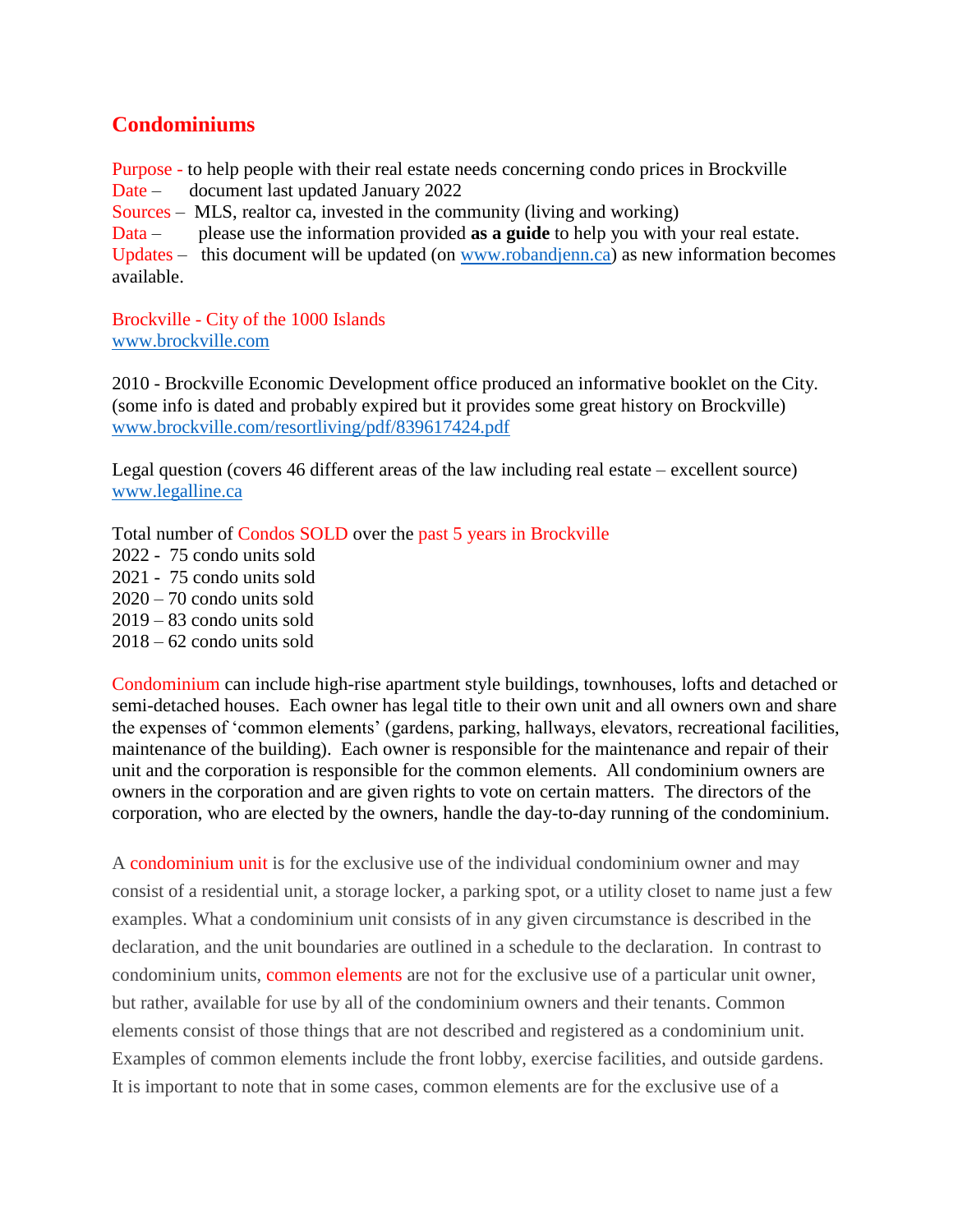# Condominiums

Purpose - to help people with their real estate needs concerning condo prices in Brockville
Date – document last updated January 2022
Sources – MLS, realtor ca, invested in the community (living and working)
Data – please use the information provided **as a guide** to help you with your real estate.
Updates – this document will be updated (on www.robandjenn.ca) as new information becomes available.

Brockville - City of the 1000 Islands
www.brockville.com

2010 - Brockville Economic Development office produced an informative booklet on the City. (some info is dated and probably expired but it provides some great history on Brockville)
www.brockville.com/resortliving/pdf/839617424.pdf

Legal question (covers 46 different areas of the law including real estate – excellent source)
www.legalline.ca

Total number of Condos SOLD over the past 5 years in Brockville
2022 - 75 condo units sold
2021 - 75 condo units sold
2020 – 70 condo units sold
2019 – 83 condo units sold
2018 – 62 condo units sold

Condominium can include high-rise apartment style buildings, townhouses, lofts and detached or semi-detached houses. Each owner has legal title to their own unit and all owners own and share the expenses of 'common elements' (gardens, parking, hallways, elevators, recreational facilities, maintenance of the building). Each owner is responsible for the maintenance and repair of their unit and the corporation is responsible for the common elements. All condominium owners are owners in the corporation and are given rights to vote on certain matters. The directors of the corporation, who are elected by the owners, handle the day-to-day running of the condominium.

A condominium unit is for the exclusive use of the individual condominium owner and may consist of a residential unit, a storage locker, a parking spot, or a utility closet to name just a few examples. What a condominium unit consists of in any given circumstance is described in the declaration, and the unit boundaries are outlined in a schedule to the declaration. In contrast to condominium units, common elements are not for the exclusive use of a particular unit owner, but rather, available for use by all of the condominium owners and their tenants. Common elements consist of those things that are not described and registered as a condominium unit. Examples of common elements include the front lobby, exercise facilities, and outside gardens. It is important to note that in some cases, common elements are for the exclusive use of a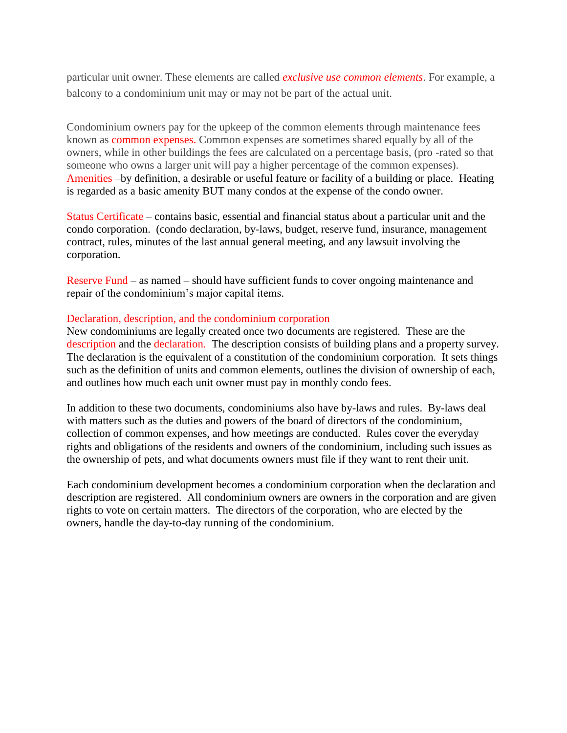particular unit owner. These elements are called *exclusive use common elements*. For example, a balcony to a condominium unit may or may not be part of the actual unit.

Condominium owners pay for the upkeep of the common elements through maintenance fees known as common expenses. Common expenses are sometimes shared equally by all of the owners, while in other buildings the fees are calculated on a percentage basis, (pro -rated so that someone who owns a larger unit will pay a higher percentage of the common expenses). Amenities –by definition, a desirable or useful feature or facility of a building or place. Heating is regarded as a basic amenity BUT many condos at the expense of the condo owner.

Status Certificate – contains basic, essential and financial status about a particular unit and the condo corporation. (condo declaration, by-laws, budget, reserve fund, insurance, management contract, rules, minutes of the last annual general meeting, and any lawsuit involving the corporation.

Reserve Fund – as named – should have sufficient funds to cover ongoing maintenance and repair of the condominium's major capital items.

Declaration, description, and the condominium corporation

New condominiums are legally created once two documents are registered. These are the description and the declaration. The description consists of building plans and a property survey. The declaration is the equivalent of a constitution of the condominium corporation. It sets things such as the definition of units and common elements, outlines the division of ownership of each, and outlines how much each unit owner must pay in monthly condo fees.

In addition to these two documents, condominiums also have by-laws and rules. By-laws deal with matters such as the duties and powers of the board of directors of the condominium, collection of common expenses, and how meetings are conducted. Rules cover the everyday rights and obligations of the residents and owners of the condominium, including such issues as the ownership of pets, and what documents owners must file if they want to rent their unit.

Each condominium development becomes a condominium corporation when the declaration and description are registered. All condominium owners are owners in the corporation and are given rights to vote on certain matters. The directors of the corporation, who are elected by the owners, handle the day-to-day running of the condominium.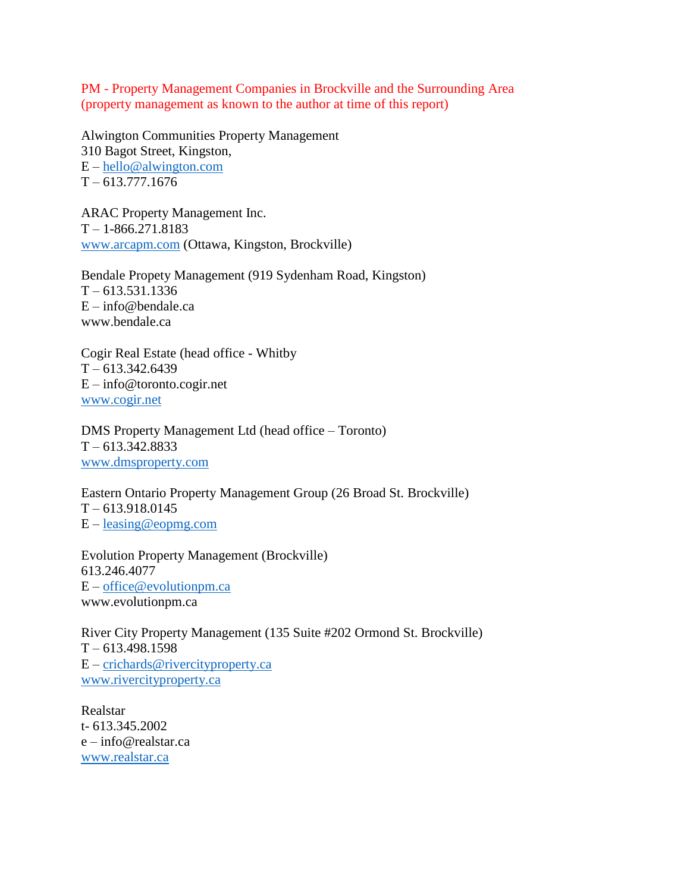PM - Property Management Companies in Brockville and the Surrounding Area
(property management as known to the author at time of this report)

Alwington Communities Property Management
310 Bagot Street, Kingston,
E – hello@alwington.com
T – 613.777.1676

ARAC Property Management Inc.
T – 1-866.271.8183
www.arcapm.com (Ottawa, Kingston, Brockville)

Bendale Propety Management (919 Sydenham Road, Kingston)
T – 613.531.1336
E – info@bendale.ca
www.bendale.ca

Cogir Real Estate (head office - Whitby
T – 613.342.6439
E – info@toronto.cogir.net
www.cogir.net

DMS Property Management Ltd (head office – Toronto)
T – 613.342.8833
www.dmsproperty.com

Eastern Ontario Property Management Group (26 Broad St. Brockville)
T – 613.918.0145
E – leasing@eopmg.com

Evolution Property Management (Brockville)
613.246.4077
E – office@evolutionpm.ca
www.evolutionpm.ca

River City Property Management (135 Suite #202 Ormond St. Brockville)
T – 613.498.1598
E – crichards@rivercityproperty.ca
www.rivercityproperty.ca

Realstar
t- 613.345.2002
e – info@realstar.ca
www.realstar.ca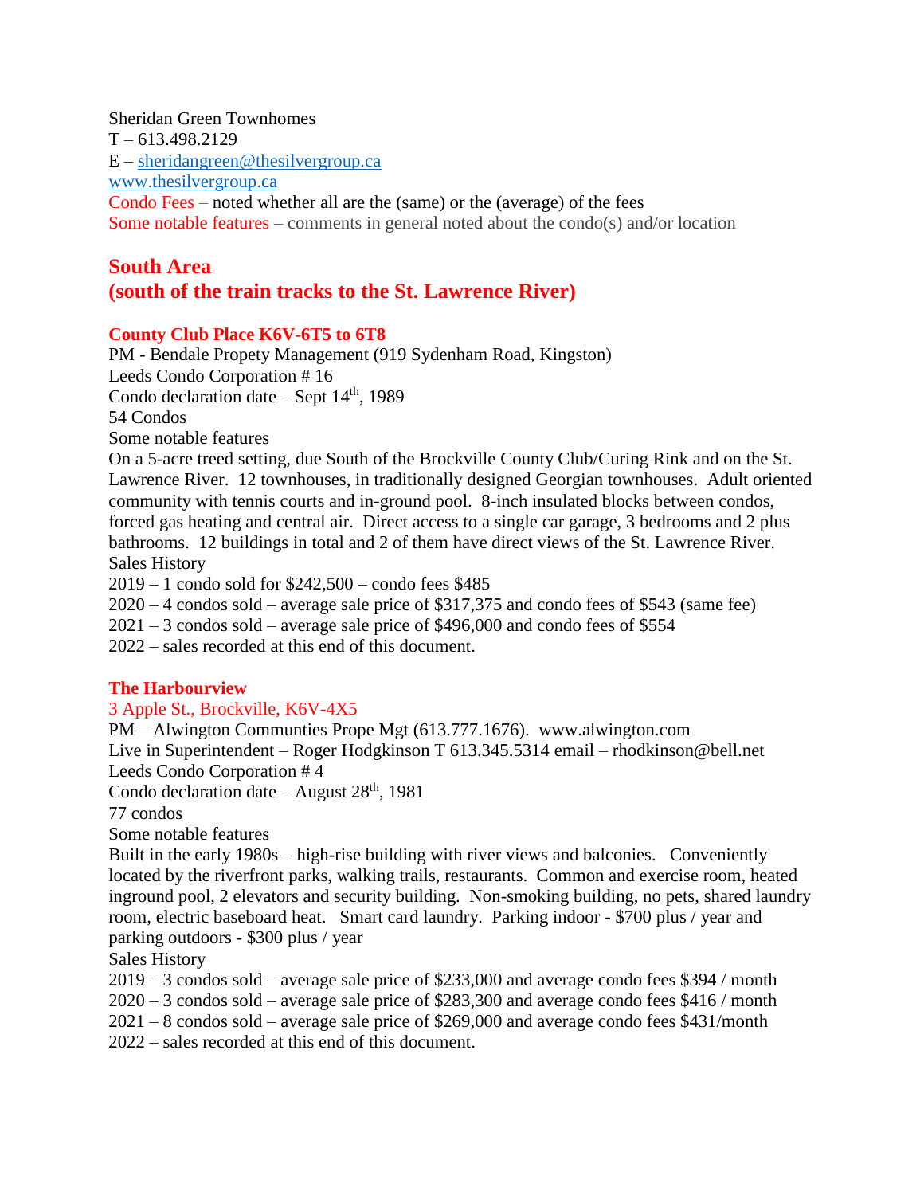Sheridan Green Townhomes
T – 613.498.2129
E – [sheridangreen@thesilvergroup.ca](mailto:sheridangreen@thesilvergroup.ca)
[www.thesilvergroup.ca](http://www.thesilvergroup.ca)
Condo Fees – noted whether all are the (same) or the (average) of the fees
Some notable features – comments in general noted about the condo(s) and/or location

## South Area
## (south of the train tracks to the St. Lawrence River)

### County Club Place K6V-6T5 to 6T8

PM - Bendale Propety Management (919 Sydenham Road, Kingston)
Leeds Condo Corporation # 16
Condo declaration date – Sept 14th, 1989
54 Condos
Some notable features
On a 5-acre treed setting, due South of the Brockville County Club/Curing Rink and on the St. Lawrence River. 12 townhouses, in traditionally designed Georgian townhouses. Adult oriented community with tennis courts and in-ground pool. 8-inch insulated blocks between condos, forced gas heating and central air. Direct access to a single car garage, 3 bedrooms and 2 plus bathrooms. 12 buildings in total and 2 of them have direct views of the St. Lawrence River.
Sales History
2019 – 1 condo sold for $242,500 – condo fees $485
2020 – 4 condos sold – average sale price of $317,375 and condo fees of $543 (same fee)
2021 – 3 condos sold – average sale price of $496,000 and condo fees of $554
2022 – sales recorded at this end of this document.

### The Harbourview

3 Apple St., Brockville, K6V-4X5
PM – Alwington Communties Prope Mgt (613.777.1676). www.alwington.com
Live in Superintendent – Roger Hodgkinson T 613.345.5314 email – rhodkinson@bell.net
Leeds Condo Corporation # 4
Condo declaration date – August 28th, 1981
77 condos
Some notable features
Built in the early 1980s – high-rise building with river views and balconies. Conveniently located by the riverfront parks, walking trails, restaurants. Common and exercise room, heated inground pool, 2 elevators and security building. Non-smoking building, no pets, shared laundry room, electric baseboard heat. Smart card laundry. Parking indoor - $700 plus / year and parking outdoors - $300 plus / year
Sales History
2019 – 3 condos sold – average sale price of $233,000 and average condo fees $394 / month
2020 – 3 condos sold – average sale price of $283,300 and average condo fees $416 / month
2021 – 8 condos sold – average sale price of $269,000 and average condo fees $431/month
2022 – sales recorded at this end of this document.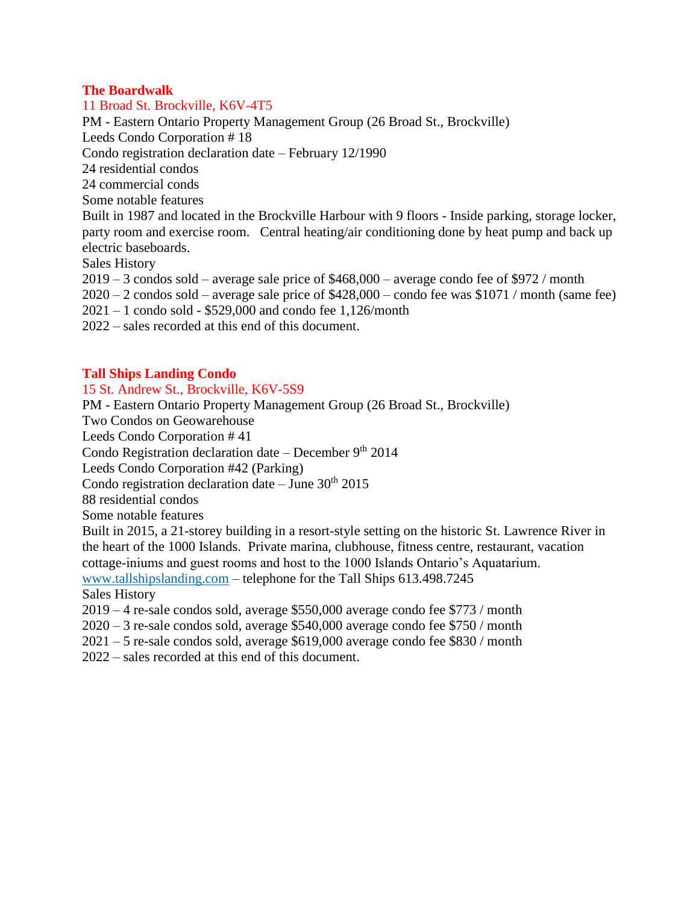**The Boardwalk**

11 Broad St. Brockville, K6V-4T5

PM - Eastern Ontario Property Management Group (26 Broad St., Brockville)
Leeds Condo Corporation # 18
Condo registration declaration date – February 12/1990
24 residential condos
24 commercial conds
Some notable features
Built in 1987 and located in the Brockville Harbour with 9 floors - Inside parking, storage locker, party room and exercise room. Central heating/air conditioning done by heat pump and back up electric baseboards.
Sales History
2019 – 3 condos sold – average sale price of $468,000 – average condo fee of $972 / month
2020 – 2 condos sold – average sale price of $428,000 – condo fee was $1071 / month (same fee)
2021 – 1 condo sold - $529,000 and condo fee 1,126/month
2022 – sales recorded at this end of this document.

**Tall Ships Landing Condo**

15 St. Andrew St., Brockville, K6V-5S9

PM - Eastern Ontario Property Management Group (26 Broad St., Brockville)
Two Condos on Geowarehouse
Leeds Condo Corporation # 41
Condo Registration declaration date – December 9th 2014
Leeds Condo Corporation #42 (Parking)
Condo registration declaration date – June 30th 2015
88 residential condos
Some notable features
Built in 2015, a 21-storey building in a resort-style setting on the historic St. Lawrence River in the heart of the 1000 Islands. Private marina, clubhouse, fitness centre, restaurant, vacation cottage-iniums and guest rooms and host to the 1000 Islands Ontario's Aquatarium.
www.tallshipslanding.com – telephone for the Tall Ships 613.498.7245
Sales History
2019 – 4 re-sale condos sold, average $550,000 average condo fee $773 / month
2020 – 3 re-sale condos sold, average $540,000 average condo fee $750 / month
2021 – 5 re-sale condos sold, average $619,000 average condo fee $830 / month
2022 – sales recorded at this end of this document.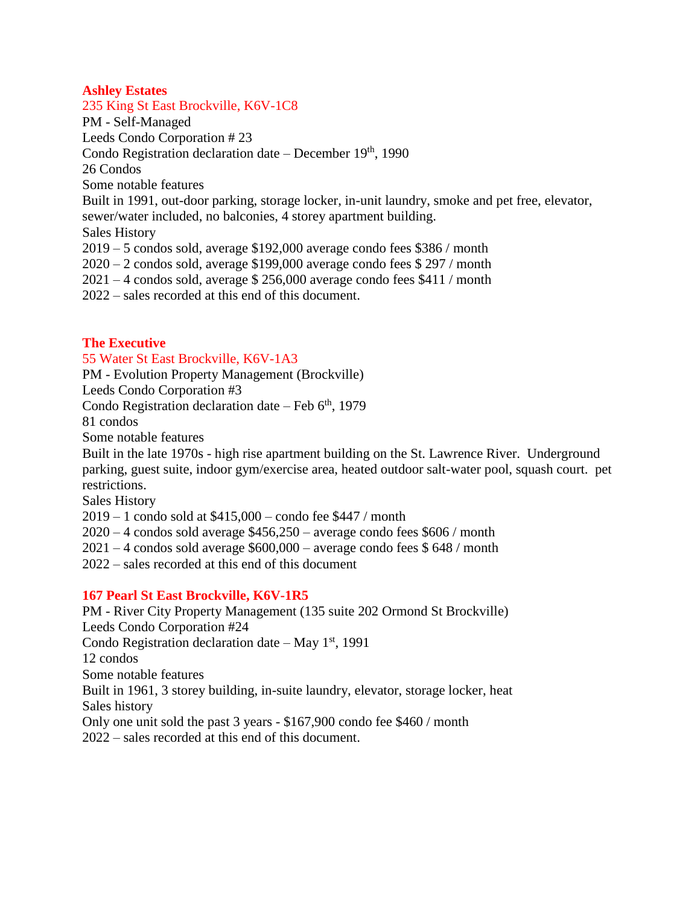**Ashley Estates**

235 King St East Brockville, K6V-1C8

PM - Self-Managed

Leeds Condo Corporation # 23

Condo Registration declaration date – December 19th, 1990

26 Condos

Some notable features

Built in 1991, out-door parking, storage locker, in-unit laundry, smoke and pet free, elevator, sewer/water included, no balconies, 4 storey apartment building.

Sales History

2019 – 5 condos sold, average $192,000 average condo fees $386 / month

2020 – 2 condos sold, average $199,000 average condo fees $ 297 / month

2021 – 4 condos sold, average $ 256,000 average condo fees $411 / month

2022 – sales recorded at this end of this document.

**The Executive**

55 Water St East Brockville, K6V-1A3

PM - Evolution Property Management (Brockville)

Leeds Condo Corporation #3

Condo Registration declaration date – Feb 6th, 1979

81 condos

Some notable features

Built in the late 1970s - high rise apartment building on the St. Lawrence River. Underground parking, guest suite, indoor gym/exercise area, heated outdoor salt-water pool, squash court. pet restrictions.

Sales History

2019 – 1 condo sold at $415,000 – condo fee $447 / month

2020 – 4 condos sold average $456,250 – average condo fees $606 / month

2021 – 4 condos sold average $600,000 – average condo fees $ 648 / month

2022 – sales recorded at this end of this document

**167 Pearl St East Brockville, K6V-1R5**

PM - River City Property Management (135 suite 202 Ormond St Brockville)

Leeds Condo Corporation #24

Condo Registration declaration date – May 1st, 1991

12 condos

Some notable features

Built in 1961, 3 storey building, in-suite laundry, elevator, storage locker, heat

Sales history

Only one unit sold the past 3 years - $167,900 condo fee $460 / month

2022 – sales recorded at this end of this document.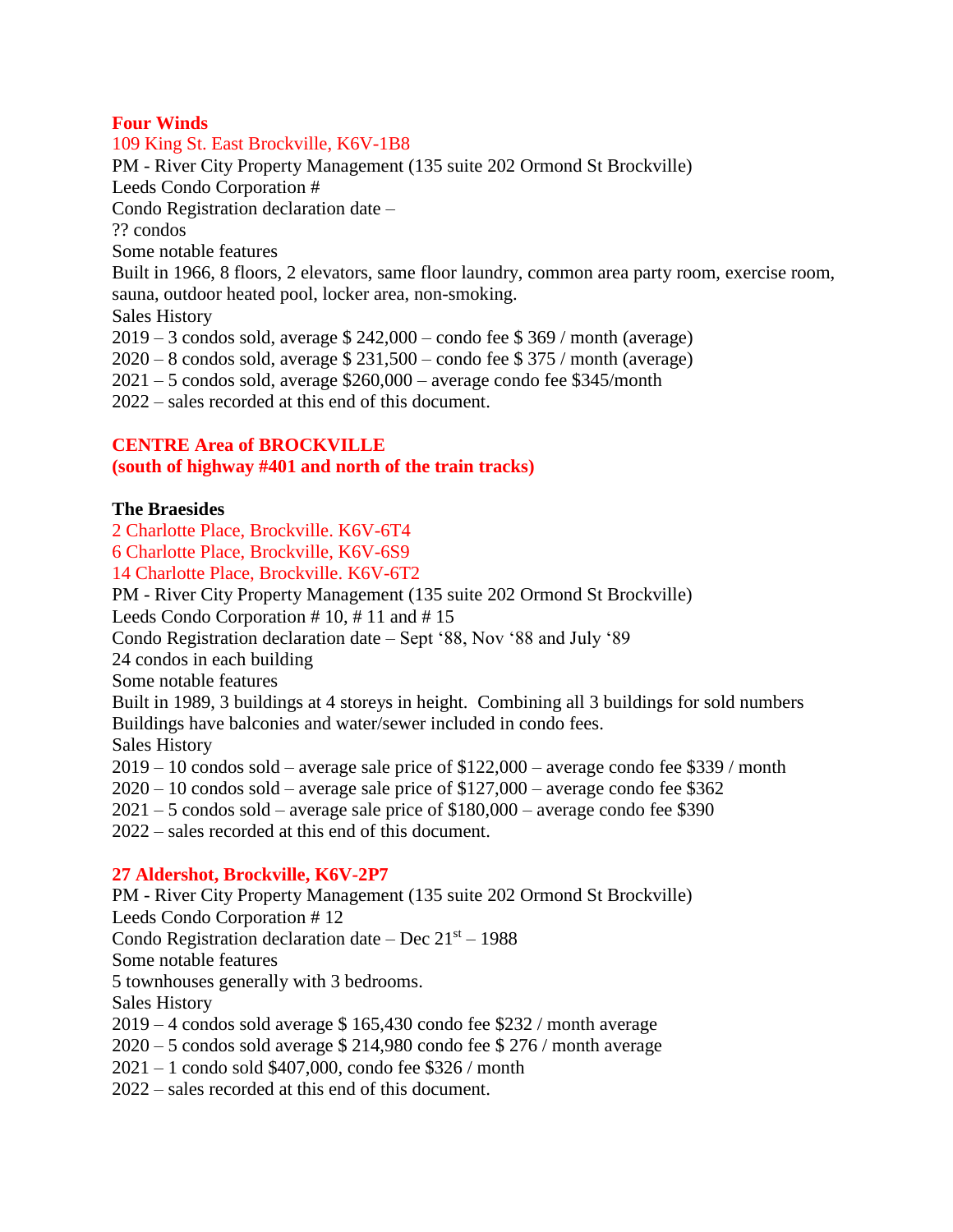**Four Winds**

109 King St. East Brockville, K6V-1B8

PM - River City Property Management (135 suite 202 Ormond St Brockville)

Leeds Condo Corporation #

Condo Registration declaration date –

?? condos

Some notable features

Built in 1966, 8 floors, 2 elevators, same floor laundry, common area party room, exercise room, sauna, outdoor heated pool, locker area, non-smoking.

Sales History

2019 – 3 condos sold, average $ 242,000 – condo fee $ 369 / month (average)

2020 – 8 condos sold, average $ 231,500 – condo fee $ 375 / month (average)

2021 – 5 condos sold, average $260,000 – average condo fee $345/month

2022 – sales recorded at this end of this document.

## CENTRE Area of BROCKVILLE
## (south of highway #401 and north of the train tracks)

**The Braesides**

2 Charlotte Place, Brockville. K6V-6T4

6 Charlotte Place, Brockville, K6V-6S9

14 Charlotte Place, Brockville. K6V-6T2

PM - River City Property Management (135 suite 202 Ormond St Brockville)

Leeds Condo Corporation # 10, # 11 and # 15

Condo Registration declaration date – Sept '88, Nov '88 and July '89

24 condos in each building

Some notable features

Built in 1989, 3 buildings at 4 storeys in height. Combining all 3 buildings for sold numbers

Buildings have balconies and water/sewer included in condo fees.

Sales History

2019 – 10 condos sold – average sale price of $122,000 – average condo fee $339 / month

2020 – 10 condos sold – average sale price of $127,000 – average condo fee $362

2021 – 5 condos sold – average sale price of $180,000 – average condo fee $390

2022 – sales recorded at this end of this document.

**27 Aldershot, Brockville, K6V-2P7**

PM - River City Property Management (135 suite 202 Ormond St Brockville)

Leeds Condo Corporation # 12

Condo Registration declaration date – Dec 21st – 1988

Some notable features

5 townhouses generally with 3 bedrooms.

Sales History

2019 – 4 condos sold average $ 165,430 condo fee $232 / month average

2020 – 5 condos sold average $ 214,980 condo fee $ 276 / month average

2021 – 1 condo sold $407,000, condo fee $326 / month

2022 – sales recorded at this end of this document.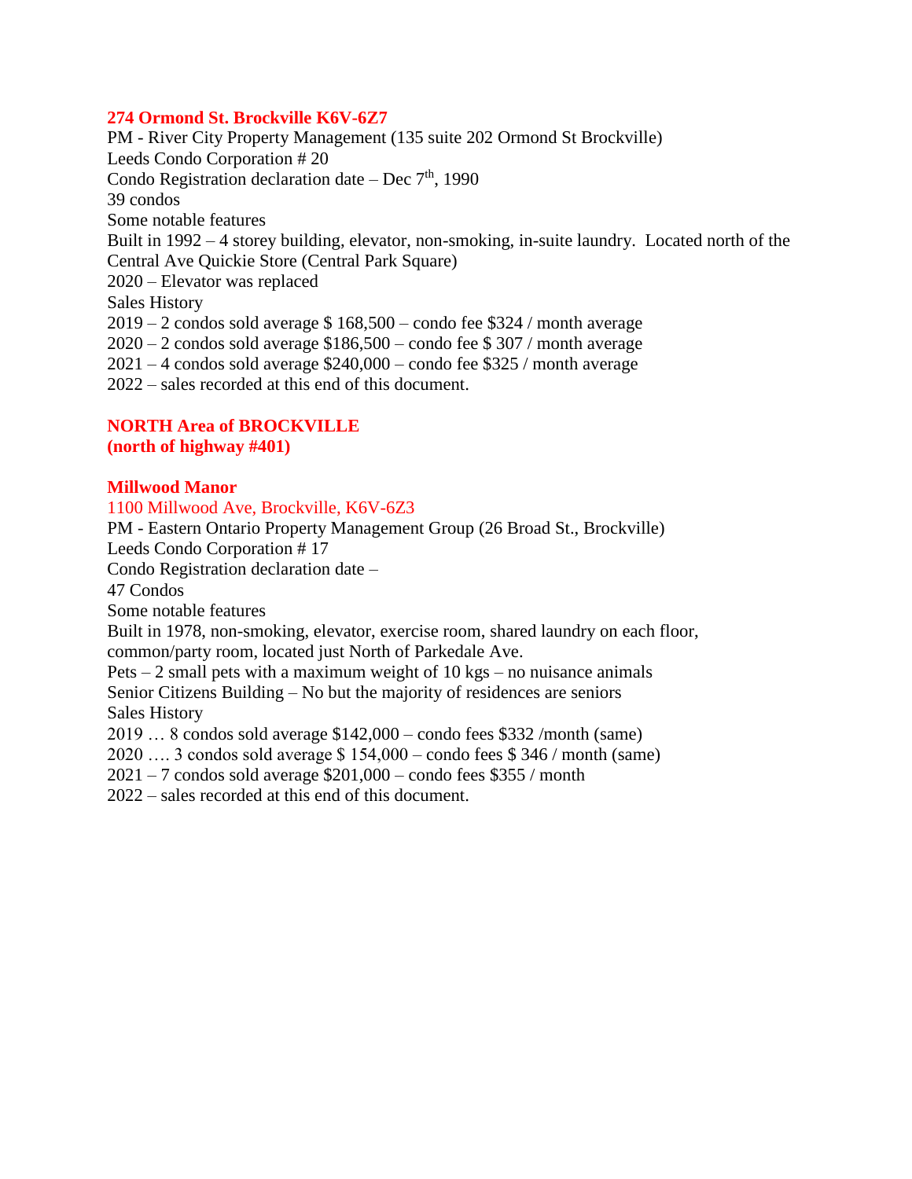### 274 Ormond St. Brockville K6V-6Z7

PM - River City Property Management (135 suite 202 Ormond St Brockville)
Leeds Condo Corporation # 20
Condo Registration declaration date – Dec 7th, 1990
39 condos
Some notable features
Built in 1992 – 4 storey building, elevator, non-smoking, in-suite laundry. Located north of the Central Ave Quickie Store (Central Park Square)
2020 – Elevator was replaced
Sales History
2019 – 2 condos sold average $ 168,500 – condo fee $324 / month average
2020 – 2 condos sold average $186,500 – condo fee $ 307 / month average
2021 – 4 condos sold average $240,000 – condo fee $325 / month average
2022 – sales recorded at this end of this document.

## NORTH Area of BROCKVILLE
## (north of highway #401)

### Millwood Manor

1100 Millwood Ave, Brockville, K6V-6Z3

PM - Eastern Ontario Property Management Group (26 Broad St., Brockville)
Leeds Condo Corporation # 17
Condo Registration declaration date –
47 Condos
Some notable features
Built in 1978, non-smoking, elevator, exercise room, shared laundry on each floor, common/party room, located just North of Parkedale Ave.
Pets – 2 small pets with a maximum weight of 10 kgs – no nuisance animals
Senior Citizens Building – No but the majority of residences are seniors
Sales History
2019 … 8 condos sold average $142,000 – condo fees $332 /month (same)
2020 …. 3 condos sold average $ 154,000 – condo fees $ 346 / month (same)
2021 – 7 condos sold average $201,000 – condo fees $355 / month
2022 – sales recorded at this end of this document.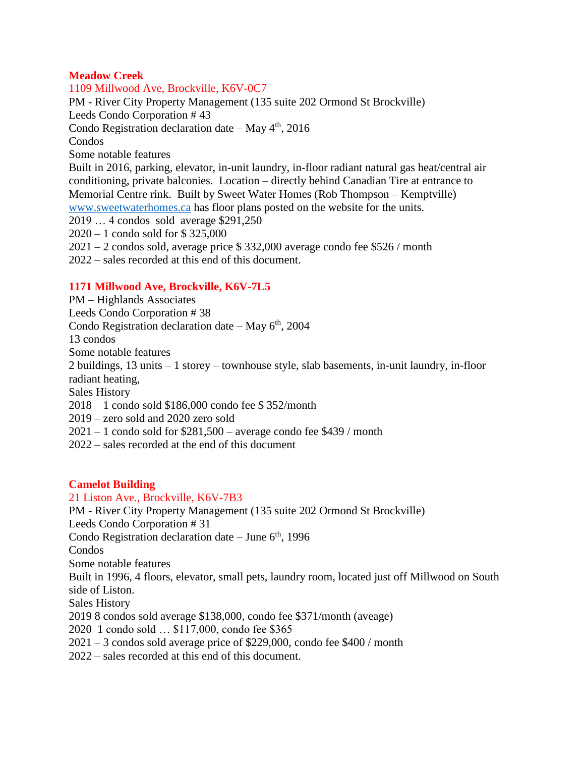**Meadow Creek**

1109 Millwood Ave, Brockville, K6V-0C7

PM - River City Property Management (135 suite 202 Ormond St Brockville)
Leeds Condo Corporation # 43
Condo Registration declaration date – May 4th, 2016
Condos
Some notable features
Built in 2016, parking, elevator, in-unit laundry, in-floor radiant natural gas heat/central air conditioning, private balconies. Location – directly behind Canadian Tire at entrance to Memorial Centre rink. Built by Sweet Water Homes (Rob Thompson – Kemptville)
www.sweetwaterhomes.ca has floor plans posted on the website for the units.
2019 … 4 condos sold average $291,250
2020 – 1 condo sold for $ 325,000
2021 – 2 condos sold, average price $ 332,000 average condo fee $526 / month
2022 – sales recorded at this end of this document.

**1171 Millwood Ave, Brockville, K6V-7L5**

PM – Highlands Associates
Leeds Condo Corporation # 38
Condo Registration declaration date – May 6th, 2004
13 condos
Some notable features
2 buildings, 13 units – 1 storey – townhouse style, slab basements, in-unit laundry, in-floor radiant heating,
Sales History
2018 – 1 condo sold $186,000 condo fee $ 352/month
2019 – zero sold and 2020 zero sold
2021 – 1 condo sold for $281,500 – average condo fee $439 / month
2022 – sales recorded at the end of this document

**Camelot Building**

21 Liston Ave., Brockville, K6V-7B3

PM - River City Property Management (135 suite 202 Ormond St Brockville)
Leeds Condo Corporation # 31
Condo Registration declaration date – June 6th, 1996
Condos
Some notable features
Built in 1996, 4 floors, elevator, small pets, laundry room, located just off Millwood on South side of Liston.
Sales History
2019 8 condos sold average $138,000, condo fee $371/month (aveage)
2020 1 condo sold … $117,000, condo fee $365
2021 – 3 condos sold average price of $229,000, condo fee $400 / month
2022 – sales recorded at this end of this document.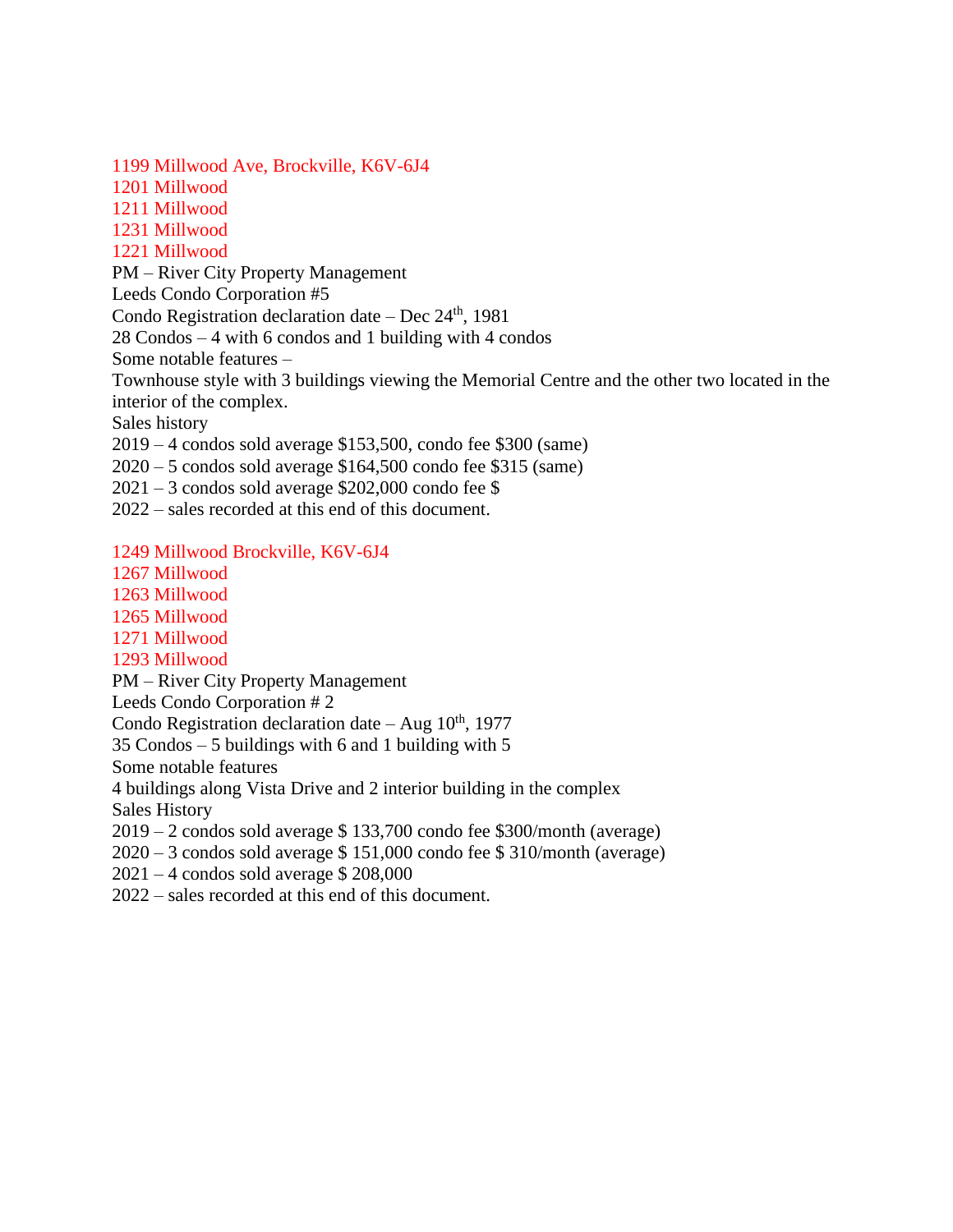1199 Millwood Ave, Brockville, K6V-6J4
1201 Millwood
1211 Millwood
1231 Millwood
1221 Millwood
PM – River City Property Management
Leeds Condo Corporation #5
Condo Registration declaration date – Dec 24th, 1981
28 Condos – 4 with 6 condos and 1 building with 4 condos
Some notable features –
Townhouse style with 3 buildings viewing the Memorial Centre and the other two located in the interior of the complex.
Sales history
2019 – 4 condos sold average $153,500, condo fee $300 (same)
2020 – 5 condos sold average $164,500 condo fee $315 (same)
2021 – 3 condos sold average $202,000 condo fee $
2022 – sales recorded at this end of this document.

1249 Millwood Brockville, K6V-6J4
1267 Millwood
1263 Millwood
1265 Millwood
1271 Millwood
1293 Millwood
PM – River City Property Management
Leeds Condo Corporation # 2
Condo Registration declaration date – Aug 10th, 1977
35 Condos – 5 buildings with 6 and 1 building with 5
Some notable features
4 buildings along Vista Drive and 2 interior building in the complex
Sales History
2019 – 2 condos sold average $ 133,700 condo fee $300/month (average)
2020 – 3 condos sold average $ 151,000 condo fee $ 310/month (average)
2021 – 4 condos sold average $ 208,000
2022 – sales recorded at this end of this document.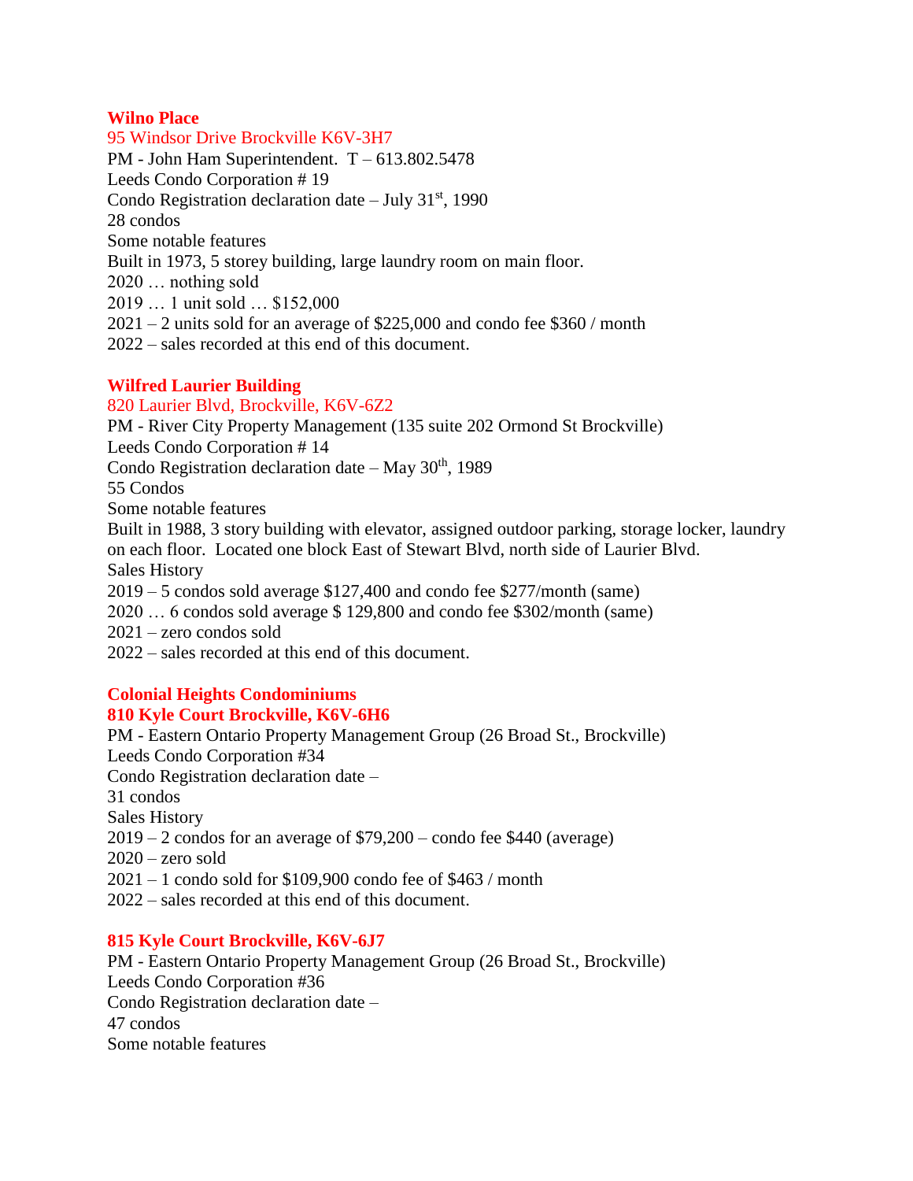**Wilno Place**
95 Windsor Drive Brockville K6V-3H7
PM - John Ham Superintendent.  T – 613.802.5478
Leeds Condo Corporation # 19
Condo Registration declaration date – July 31st, 1990
28 condos
Some notable features
Built in 1973, 5 storey building, large laundry room on main floor.
2020 … nothing sold
2019 … 1 unit sold … $152,000
2021 – 2 units sold for an average of $225,000 and condo fee $360 / month
2022 – sales recorded at this end of this document.

**Wilfred Laurier Building**
820 Laurier Blvd, Brockville, K6V-6Z2
PM - River City Property Management (135 suite 202 Ormond St Brockville)
Leeds Condo Corporation # 14
Condo Registration declaration date – May 30th, 1989
55 Condos
Some notable features
Built in 1988, 3 story building with elevator, assigned outdoor parking, storage locker, laundry on each floor.  Located one block East of Stewart Blvd, north side of Laurier Blvd.
Sales History
2019 – 5 condos sold average $127,400 and condo fee $277/month (same)
2020 … 6 condos sold average $ 129,800 and condo fee $302/month (same)
2021 – zero condos sold
2022 – sales recorded at this end of this document.

**Colonial Heights Condominiums**
**810 Kyle Court Brockville, K6V-6H6**
PM - Eastern Ontario Property Management Group (26 Broad St., Brockville)
Leeds Condo Corporation #34
Condo Registration declaration date –
31 condos
Sales History
2019 – 2 condos for an average of $79,200 – condo fee $440 (average)
2020 – zero sold
2021 – 1 condo sold for $109,900 condo fee of $463 / month
2022 – sales recorded at this end of this document.

**815 Kyle Court Brockville, K6V-6J7**
PM - Eastern Ontario Property Management Group (26 Broad St., Brockville)
Leeds Condo Corporation #36
Condo Registration declaration date –
47 condos
Some notable features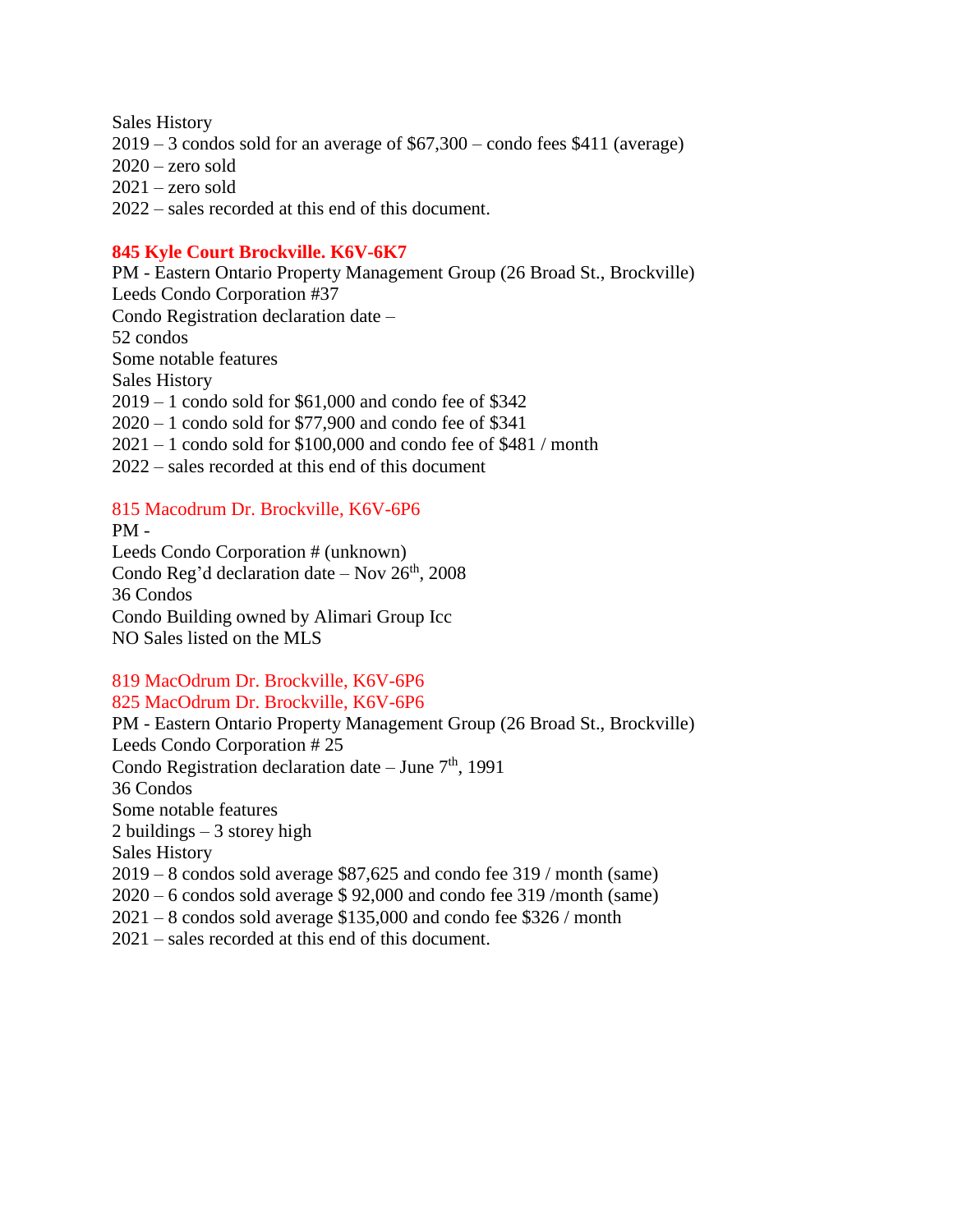Sales History
2019 – 3 condos sold for an average of $67,300 – condo fees $411 (average)
2020 – zero sold
2021 – zero sold
2022 – sales recorded at this end of this document.

**845 Kyle Court Brockville. K6V-6K7**
PM - Eastern Ontario Property Management Group (26 Broad St., Brockville)
Leeds Condo Corporation #37
Condo Registration declaration date –
52 condos
Some notable features
Sales History
2019 – 1 condo sold for $61,000 and condo fee of $342
2020 – 1 condo sold for $77,900 and condo fee of $341
2021 – 1 condo sold for $100,000 and condo fee of $481 / month
2022 – sales recorded at this end of this document

815 Macodrum Dr. Brockville, K6V-6P6
PM -
Leeds Condo Corporation # (unknown)
Condo Reg'd declaration date – Nov 26th, 2008
36 Condos
Condo Building owned by Alimari Group Icc
NO Sales listed on the MLS

819 MacOdrum Dr. Brockville, K6V-6P6
825 MacOdrum Dr. Brockville, K6V-6P6
PM - Eastern Ontario Property Management Group (26 Broad St., Brockville)
Leeds Condo Corporation # 25
Condo Registration declaration date – June 7th, 1991
36 Condos
Some notable features
2 buildings – 3 storey high
Sales History
2019 – 8 condos sold average $87,625 and condo fee 319 / month (same)
2020 – 6 condos sold average $ 92,000 and condo fee 319 /month (same)
2021 – 8 condos sold average $135,000 and condo fee $326 / month
2021 – sales recorded at this end of this document.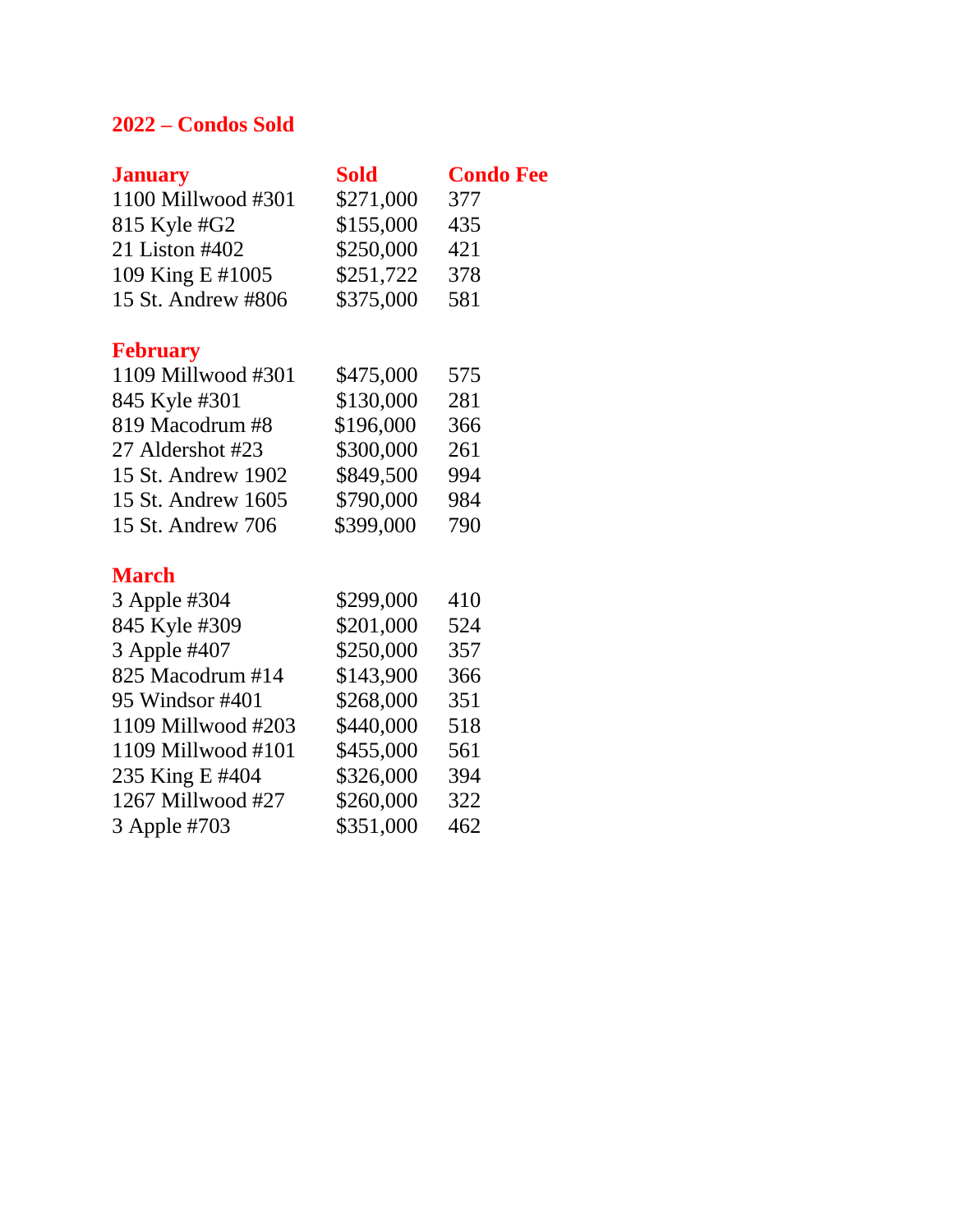## 2022 – Condos Sold

| January | Sold | Condo Fee |
|---|---|---|
| 1100 Millwood #301 | $271,000 | 377 |
| 815 Kyle #G2 | $155,000 | 435 |
| 21 Liston #402 | $250,000 | 421 |
| 109 King E #1005 | $251,722 | 378 |
| 15 St. Andrew #806 | $375,000 | 581 |

| February | | |
|---|---|---|
| 1109 Millwood #301 | $475,000 | 575 |
| 845 Kyle #301 | $130,000 | 281 |
| 819 Macodrum #8 | $196,000 | 366 |
| 27 Aldershot #23 | $300,000 | 261 |
| 15 St. Andrew 1902 | $849,500 | 994 |
| 15 St. Andrew 1605 | $790,000 | 984 |
| 15 St. Andrew 706 | $399,000 | 790 |

| March | | |
|---|---|---|
| 3 Apple #304 | $299,000 | 410 |
| 845 Kyle #309 | $201,000 | 524 |
| 3 Apple #407 | $250,000 | 357 |
| 825 Macodrum #14 | $143,900 | 366 |
| 95 Windsor #401 | $268,000 | 351 |
| 1109 Millwood #203 | $440,000 | 518 |
| 1109 Millwood #101 | $455,000 | 561 |
| 235 King E #404 | $326,000 | 394 |
| 1267 Millwood #27 | $260,000 | 322 |
| 3 Apple #703 | $351,000 | 462 |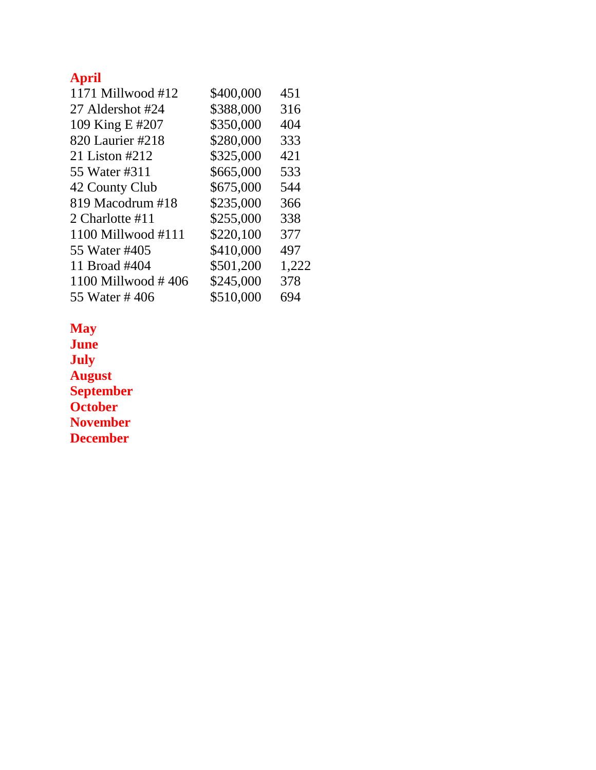**April**

| | | |
|---|---|---|
| 1171 Millwood #12 | $400,000 | 451 |
| 27 Aldershot #24 | $388,000 | 316 |
| 109 King E #207 | $350,000 | 404 |
| 820 Laurier #218 | $280,000 | 333 |
| 21 Liston #212 | $325,000 | 421 |
| 55 Water #311 | $665,000 | 533 |
| 42 County Club | $675,000 | 544 |
| 819 Macodrum #18 | $235,000 | 366 |
| 2 Charlotte #11 | $255,000 | 338 |
| 1100 Millwood #111 | $220,100 | 377 |
| 55 Water #405 | $410,000 | 497 |
| 11 Broad #404 | $501,200 | 1,222 |
| 1100 Millwood # 406 | $245,000 | 378 |
| 55 Water # 406 | $510,000 | 694 |

**May**

**June**

**July**

**August**

**September**

**October**

**November**

**December**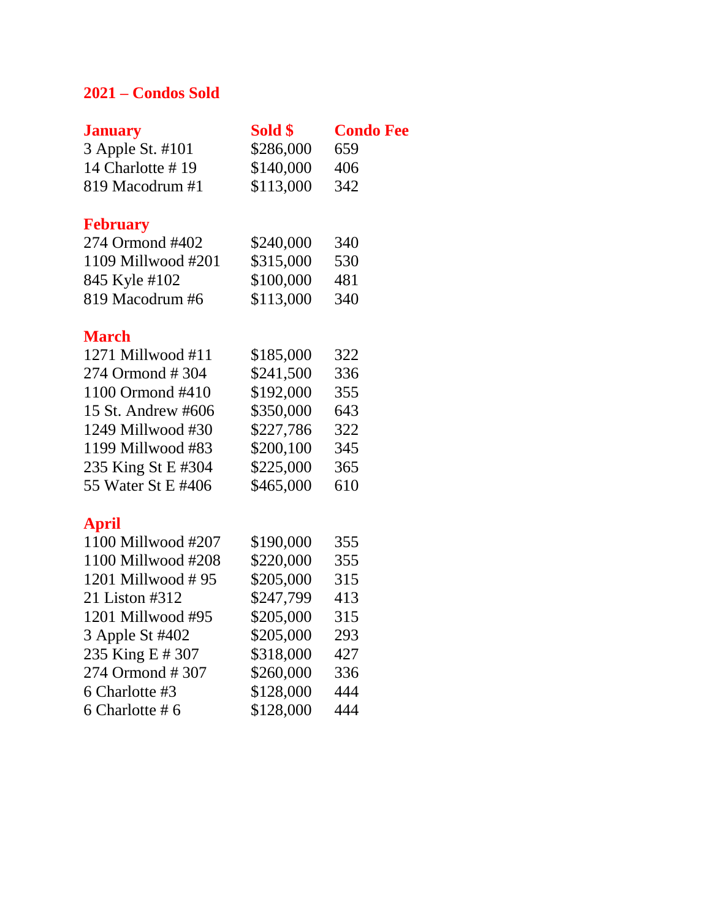## 2021 – Condos Sold

| January | Sold $ | Condo Fee |
|---|---|---|
| 3 Apple St. #101 | $286,000 | 659 |
| 14 Charlotte # 19 | $140,000 | 406 |
| 819 Macodrum #1 | $113,000 | 342 |
| **February** | | |
| 274 Ormond #402 | $240,000 | 340 |
| 1109 Millwood #201 | $315,000 | 530 |
| 845 Kyle #102 | $100,000 | 481 |
| 819 Macodrum #6 | $113,000 | 340 |
| **March** | | |
| 1271 Millwood #11 | $185,000 | 322 |
| 274 Ormond # 304 | $241,500 | 336 |
| 1100 Ormond #410 | $192,000 | 355 |
| 15 St. Andrew #606 | $350,000 | 643 |
| 1249 Millwood #30 | $227,786 | 322 |
| 1199 Millwood #83 | $200,100 | 345 |
| 235 King St E #304 | $225,000 | 365 |
| 55 Water St E #406 | $465,000 | 610 |
| **April** | | |
| 1100 Millwood #207 | $190,000 | 355 |
| 1100 Millwood #208 | $220,000 | 355 |
| 1201 Millwood # 95 | $205,000 | 315 |
| 21 Liston #312 | $247,799 | 413 |
| 1201 Millwood #95 | $205,000 | 315 |
| 3 Apple St #402 | $205,000 | 293 |
| 235 King E # 307 | $318,000 | 427 |
| 274 Ormond # 307 | $260,000 | 336 |
| 6 Charlotte #3 | $128,000 | 444 |
| 6 Charlotte # 6 | $128,000 | 444 |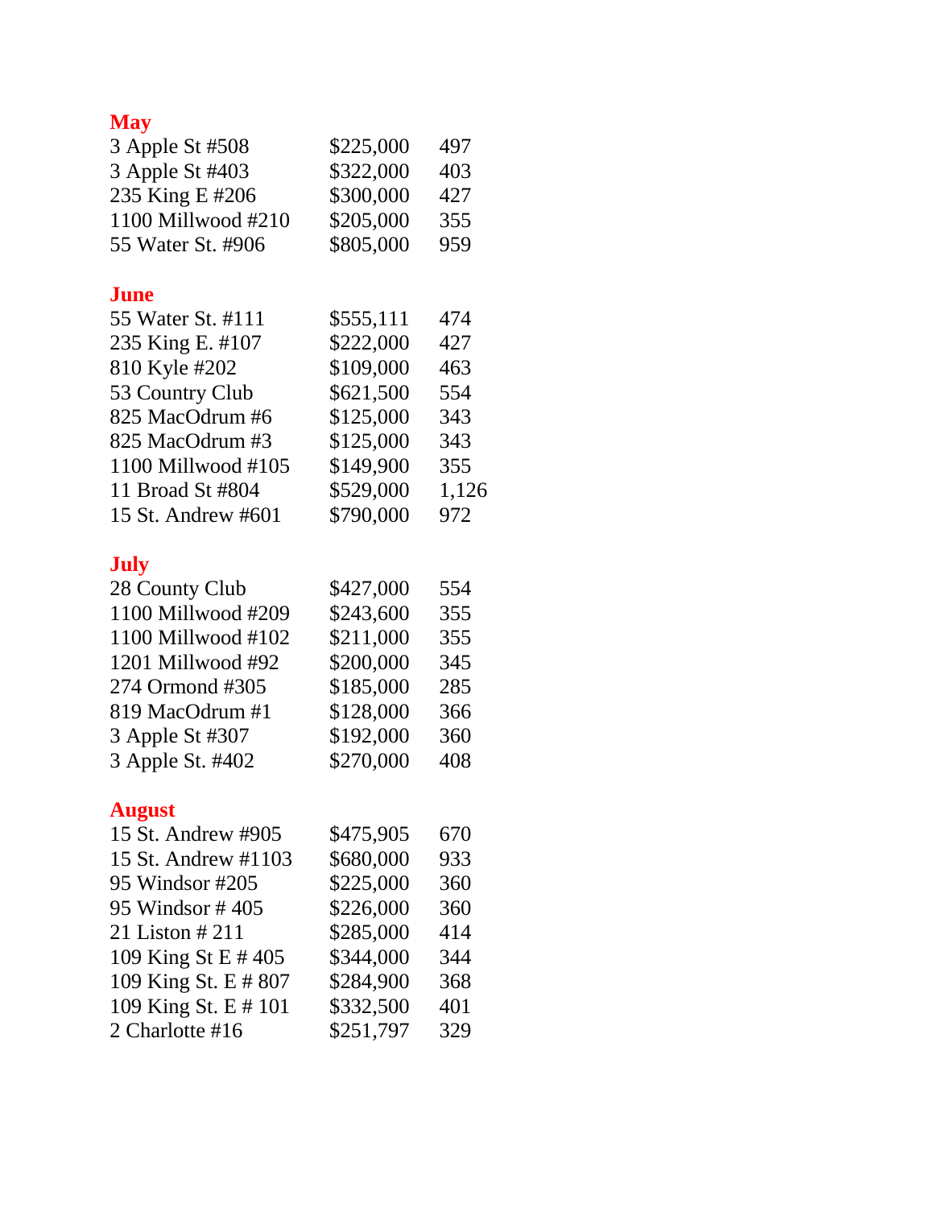**May**

| | | |
|---|---|---|
| 3 Apple St #508 | $225,000 | 497 |
| 3 Apple St #403 | $322,000 | 403 |
| 235 King E #206 | $300,000 | 427 |
| 1100 Millwood #210 | $205,000 | 355 |
| 55 Water St. #906 | $805,000 | 959 |

**June**

| | | |
|---|---|---|
| 55 Water St. #111 | $555,111 | 474 |
| 235 King E. #107 | $222,000 | 427 |
| 810 Kyle #202 | $109,000 | 463 |
| 53 Country Club | $621,500 | 554 |
| 825 MacOdrum #6 | $125,000 | 343 |
| 825 MacOdrum #3 | $125,000 | 343 |
| 1100 Millwood #105 | $149,900 | 355 |
| 11 Broad St #804 | $529,000 | 1,126 |
| 15 St. Andrew #601 | $790,000 | 972 |

**July**

| | | |
|---|---|---|
| 28 County Club | $427,000 | 554 |
| 1100 Millwood #209 | $243,600 | 355 |
| 1100 Millwood #102 | $211,000 | 355 |
| 1201 Millwood #92 | $200,000 | 345 |
| 274 Ormond #305 | $185,000 | 285 |
| 819 MacOdrum #1 | $128,000 | 366 |
| 3 Apple St #307 | $192,000 | 360 |
| 3 Apple St. #402 | $270,000 | 408 |

**August**

| | | |
|---|---|---|
| 15 St. Andrew #905 | $475,905 | 670 |
| 15 St. Andrew #1103 | $680,000 | 933 |
| 95 Windsor #205 | $225,000 | 360 |
| 95 Windsor # 405 | $226,000 | 360 |
| 21 Liston # 211 | $285,000 | 414 |
| 109 King St E # 405 | $344,000 | 344 |
| 109 King St. E # 807 | $284,900 | 368 |
| 109 King St. E # 101 | $332,500 | 401 |
| 2 Charlotte #16 | $251,797 | 329 |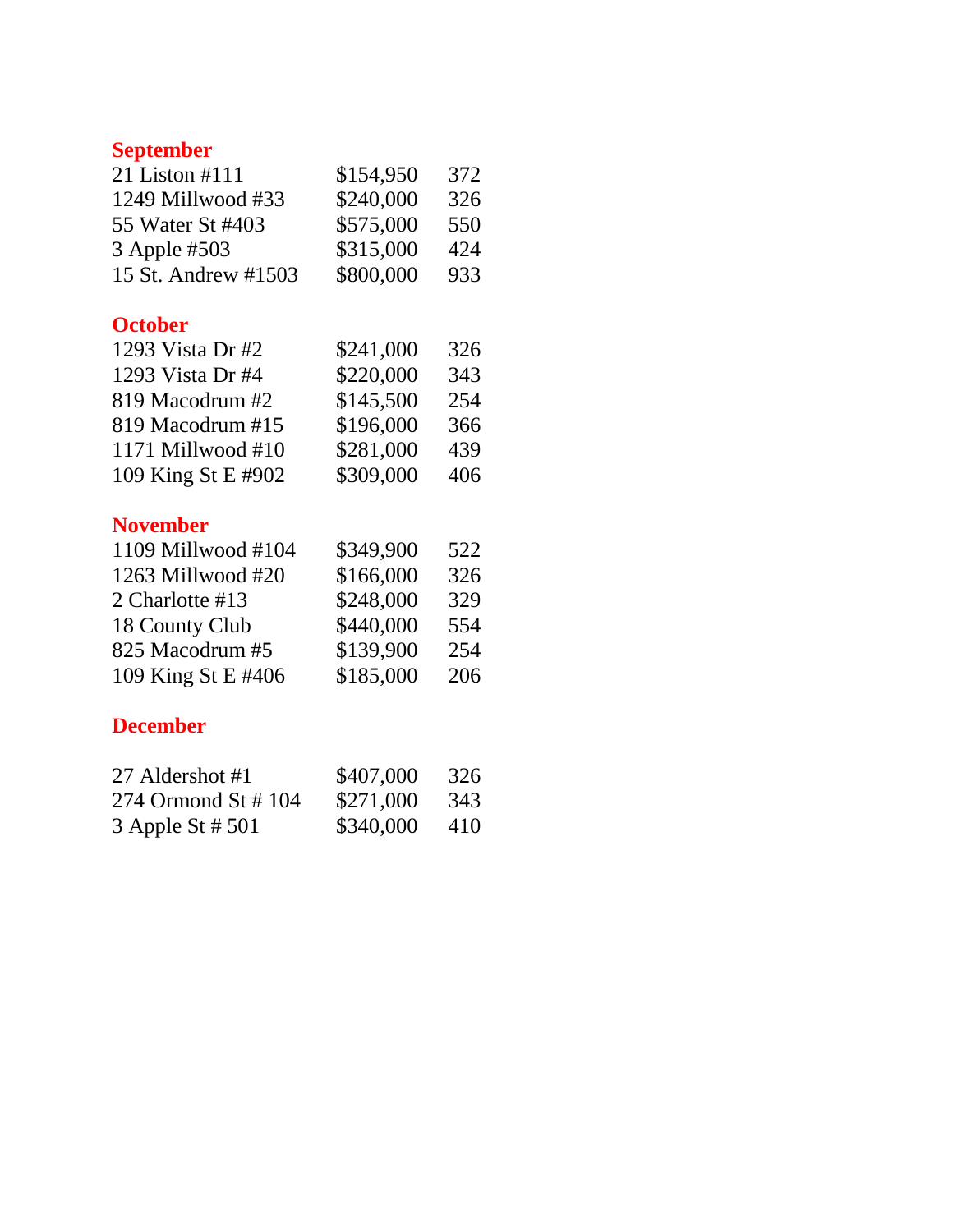**September**

| | | |
|---|---|---|
| 21 Liston #111 | $154,950 | 372 |
| 1249 Millwood #33 | $240,000 | 326 |
| 55 Water St #403 | $575,000 | 550 |
| 3 Apple #503 | $315,000 | 424 |
| 15 St. Andrew #1503 | $800,000 | 933 |

**October**

| | | |
|---|---|---|
| 1293 Vista Dr #2 | $241,000 | 326 |
| 1293 Vista Dr #4 | $220,000 | 343 |
| 819 Macodrum #2 | $145,500 | 254 |
| 819 Macodrum #15 | $196,000 | 366 |
| 1171 Millwood #10 | $281,000 | 439 |
| 109 King St E #902 | $309,000 | 406 |

**November**

| | | |
|---|---|---|
| 1109 Millwood #104 | $349,900 | 522 |
| 1263 Millwood #20 | $166,000 | 326 |
| 2 Charlotte #13 | $248,000 | 329 |
| 18 County Club | $440,000 | 554 |
| 825 Macodrum #5 | $139,900 | 254 |
| 109 King St E #406 | $185,000 | 206 |

**December**

| | | |
|---|---|---|
| 27 Aldershot #1 | $407,000 | 326 |
| 274 Ormond St # 104 | $271,000 | 343 |
| 3 Apple St # 501 | $340,000 | 410 |